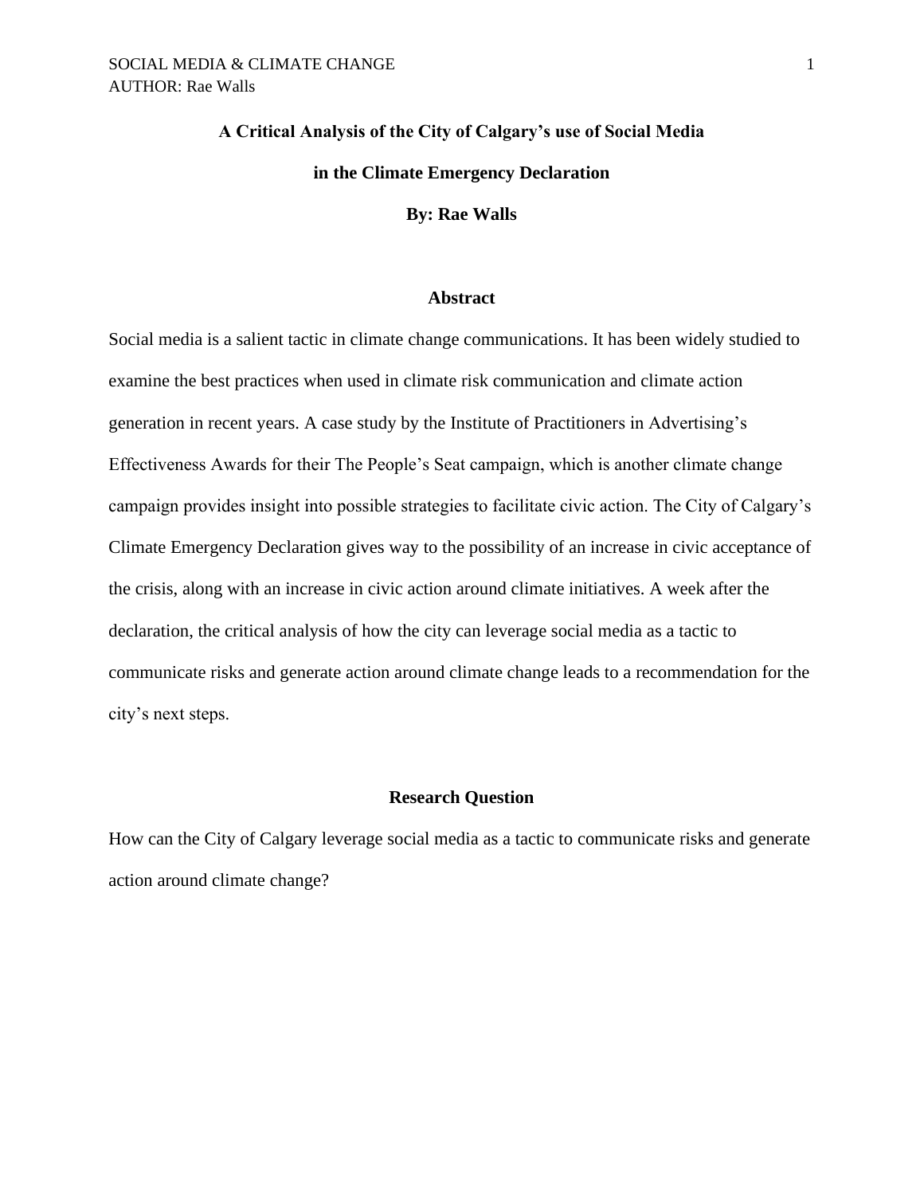# A Critical Analysis of the City of Calgary's use of Social Media in the Climate Emergency Declaration

**By: Rae Walls**

## Abstract

Social media is a salient tactic in climate change communications. It has been widely studied to examine the best practices when used in climate risk communication and climate action generation in recent years. A case study by the Institute of Practitioners in Advertising's Effectiveness Awards for their The People's Seat campaign, which is another climate change campaign provides insight into possible strategies to facilitate civic action. The City of Calgary's Climate Emergency Declaration gives way to the possibility of an increase in civic acceptance of the crisis, along with an increase in civic action around climate initiatives. A week after the declaration, the critical analysis of how the city can leverage social media as a tactic to communicate risks and generate action around climate change leads to a recommendation for the city's next steps.

## Research Question

How can the City of Calgary leverage social media as a tactic to communicate risks and generate action around climate change?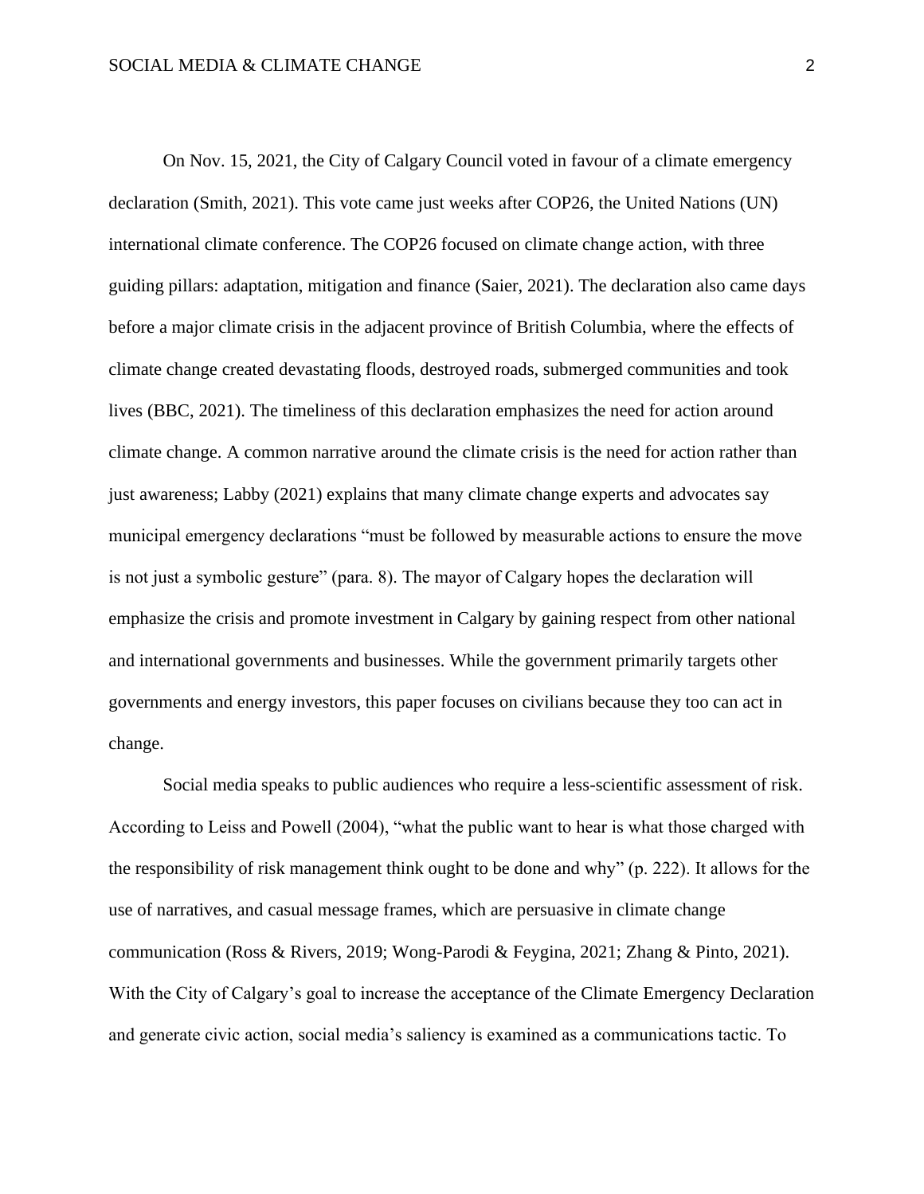On Nov. 15, 2021, the City of Calgary Council voted in favour of a climate emergency declaration (Smith, 2021). This vote came just weeks after COP26, the United Nations (UN) international climate conference. The COP26 focused on climate change action, with three guiding pillars: adaptation, mitigation and finance (Saier, 2021). The declaration also came days before a major climate crisis in the adjacent province of British Columbia, where the effects of climate change created devastating floods, destroyed roads, submerged communities and took lives (BBC, 2021). The timeliness of this declaration emphasizes the need for action around climate change. A common narrative around the climate crisis is the need for action rather than just awareness; Labby (2021) explains that many climate change experts and advocates say municipal emergency declarations "must be followed by measurable actions to ensure the move is not just a symbolic gesture" (para. 8). The mayor of Calgary hopes the declaration will emphasize the crisis and promote investment in Calgary by gaining respect from other national and international governments and businesses. While the government primarily targets other governments and energy investors, this paper focuses on civilians because they too can act in change.

Social media speaks to public audiences who require a less-scientific assessment of risk. According to Leiss and Powell (2004), "what the public want to hear is what those charged with the responsibility of risk management think ought to be done and why" (p. 222). It allows for the use of narratives, and casual message frames, which are persuasive in climate change communication (Ross & Rivers, 2019; Wong-Parodi & Feygina, 2021; Zhang & Pinto, 2021). With the City of Calgary's goal to increase the acceptance of the Climate Emergency Declaration and generate civic action, social media's saliency is examined as a communications tactic. To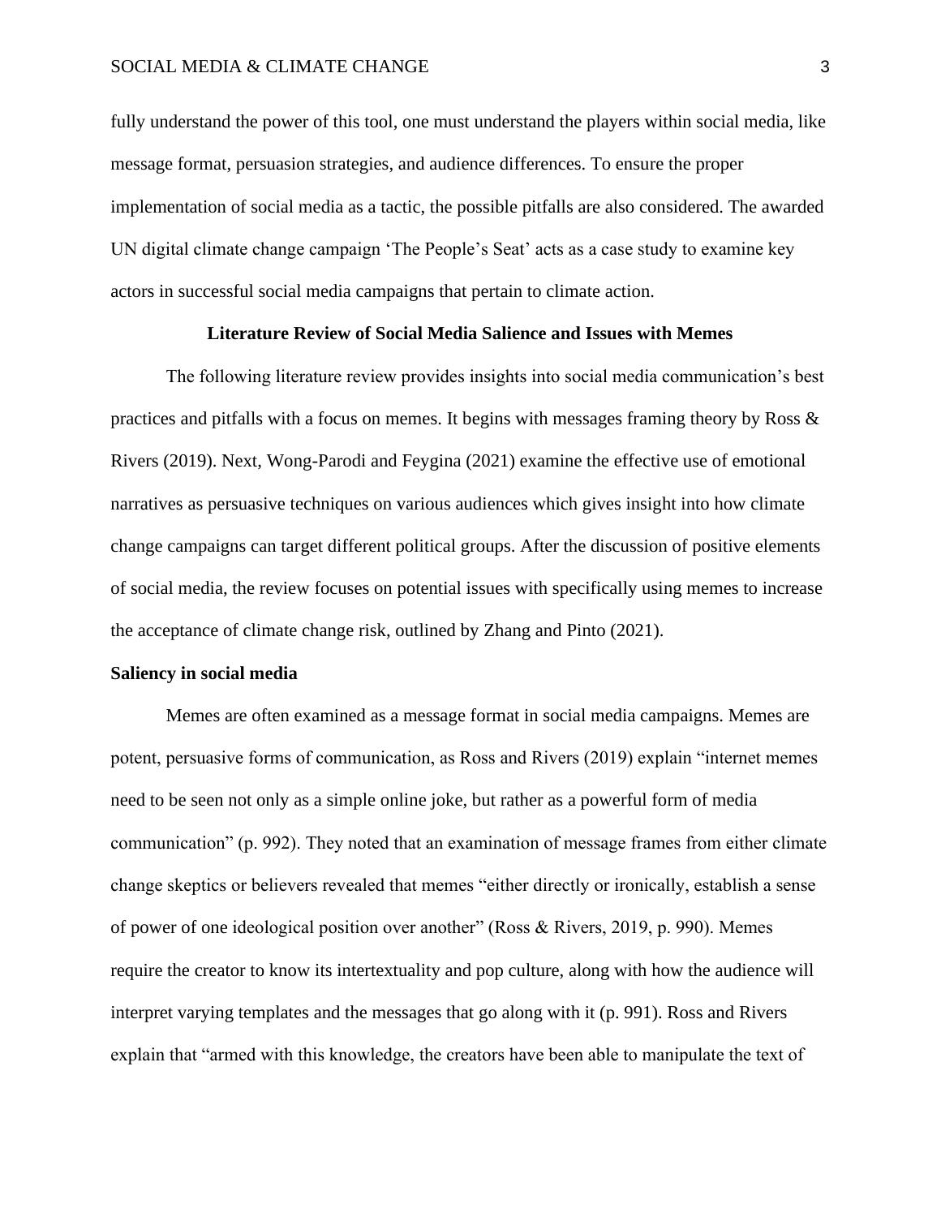fully understand the power of this tool, one must understand the players within social media, like message format, persuasion strategies, and audience differences. To ensure the proper implementation of social media as a tactic, the possible pitfalls are also considered. The awarded UN digital climate change campaign 'The People's Seat' acts as a case study to examine key actors in successful social media campaigns that pertain to climate action.

## Literature Review of Social Media Salience and Issues with Memes

The following literature review provides insights into social media communication's best practices and pitfalls with a focus on memes. It begins with messages framing theory by Ross & Rivers (2019). Next, Wong-Parodi and Feygina (2021) examine the effective use of emotional narratives as persuasive techniques on various audiences which gives insight into how climate change campaigns can target different political groups. After the discussion of positive elements of social media, the review focuses on potential issues with specifically using memes to increase the acceptance of climate change risk, outlined by Zhang and Pinto (2021).

### Saliency in social media

Memes are often examined as a message format in social media campaigns. Memes are potent, persuasive forms of communication, as Ross and Rivers (2019) explain "internet memes need to be seen not only as a simple online joke, but rather as a powerful form of media communication" (p. 992). They noted that an examination of message frames from either climate change skeptics or believers revealed that memes "either directly or ironically, establish a sense of power of one ideological position over another" (Ross & Rivers, 2019, p. 990). Memes require the creator to know its intertextuality and pop culture, along with how the audience will interpret varying templates and the messages that go along with it (p. 991). Ross and Rivers explain that "armed with this knowledge, the creators have been able to manipulate the text of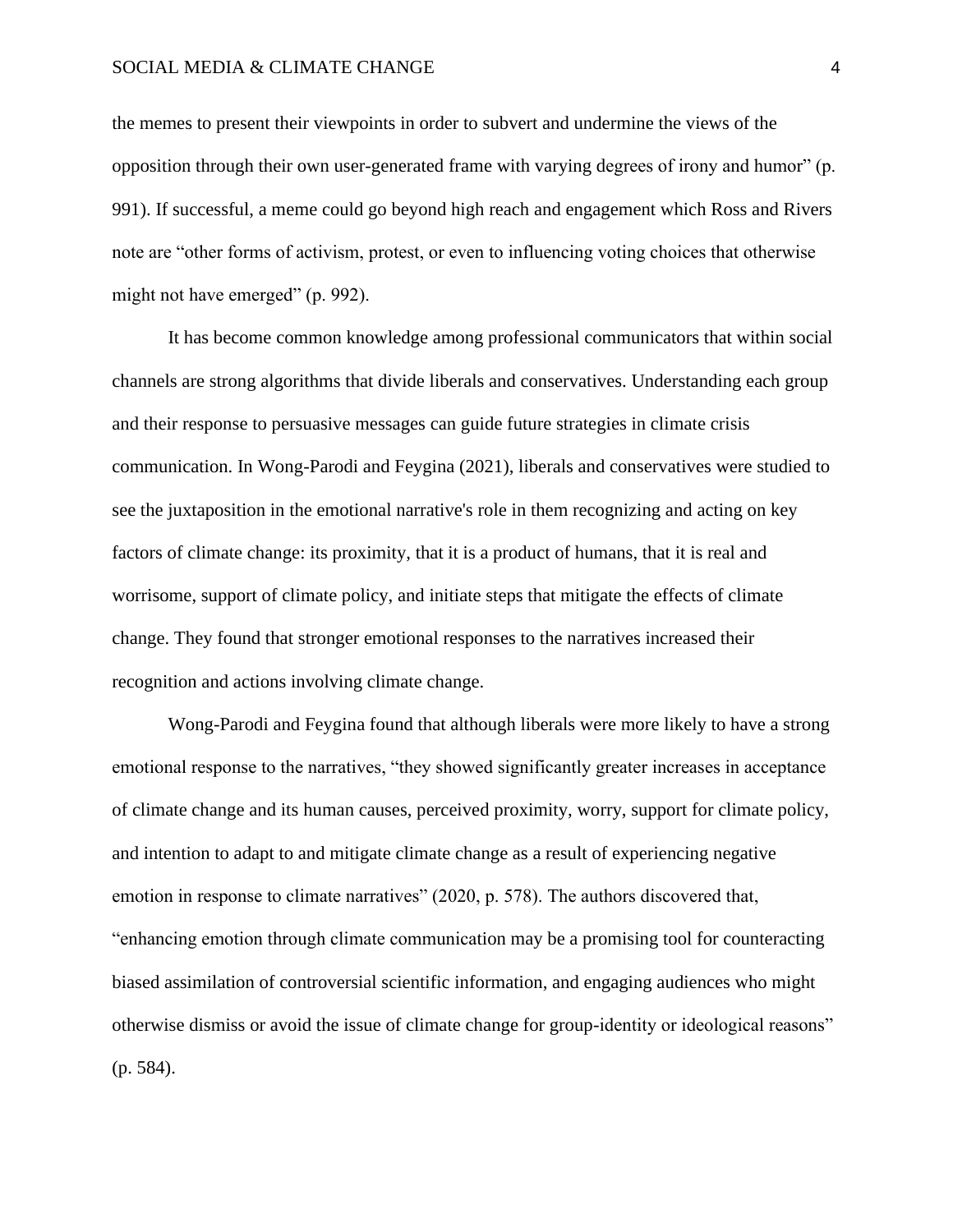the memes to present their viewpoints in order to subvert and undermine the views of the opposition through their own user-generated frame with varying degrees of irony and humor" (p. 991). If successful, a meme could go beyond high reach and engagement which Ross and Rivers note are "other forms of activism, protest, or even to influencing voting choices that otherwise might not have emerged" (p. 992).

It has become common knowledge among professional communicators that within social channels are strong algorithms that divide liberals and conservatives. Understanding each group and their response to persuasive messages can guide future strategies in climate crisis communication. In Wong-Parodi and Feygina (2021), liberals and conservatives were studied to see the juxtaposition in the emotional narrative's role in them recognizing and acting on key factors of climate change: its proximity, that it is a product of humans, that it is real and worrisome, support of climate policy, and initiate steps that mitigate the effects of climate change. They found that stronger emotional responses to the narratives increased their recognition and actions involving climate change.

Wong-Parodi and Feygina found that although liberals were more likely to have a strong emotional response to the narratives, "they showed significantly greater increases in acceptance of climate change and its human causes, perceived proximity, worry, support for climate policy, and intention to adapt to and mitigate climate change as a result of experiencing negative emotion in response to climate narratives" (2020, p. 578). The authors discovered that, "enhancing emotion through climate communication may be a promising tool for counteracting biased assimilation of controversial scientific information, and engaging audiences who might otherwise dismiss or avoid the issue of climate change for group-identity or ideological reasons" (p. 584).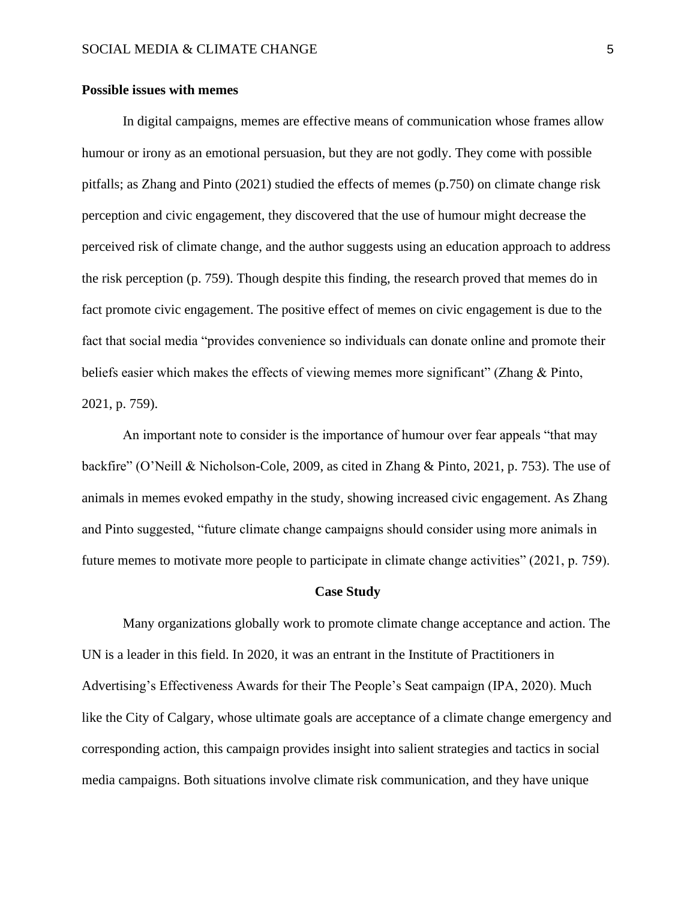**Possible issues with memes**

In digital campaigns, memes are effective means of communication whose frames allow humour or irony as an emotional persuasion, but they are not godly. They come with possible pitfalls; as Zhang and Pinto (2021) studied the effects of memes (p.750) on climate change risk perception and civic engagement, they discovered that the use of humour might decrease the perceived risk of climate change, and the author suggests using an education approach to address the risk perception (p. 759). Though despite this finding, the research proved that memes do in fact promote civic engagement. The positive effect of memes on civic engagement is due to the fact that social media "provides convenience so individuals can donate online and promote their beliefs easier which makes the effects of viewing memes more significant" (Zhang & Pinto, 2021, p. 759).

An important note to consider is the importance of humour over fear appeals "that may backfire" (O'Neill & Nicholson-Cole, 2009, as cited in Zhang & Pinto, 2021, p. 753). The use of animals in memes evoked empathy in the study, showing increased civic engagement. As Zhang and Pinto suggested, "future climate change campaigns should consider using more animals in future memes to motivate more people to participate in climate change activities" (2021, p. 759).

## Case Study

Many organizations globally work to promote climate change acceptance and action. The UN is a leader in this field. In 2020, it was an entrant in the Institute of Practitioners in Advertising's Effectiveness Awards for their The People's Seat campaign (IPA, 2020). Much like the City of Calgary, whose ultimate goals are acceptance of a climate change emergency and corresponding action, this campaign provides insight into salient strategies and tactics in social media campaigns. Both situations involve climate risk communication, and they have unique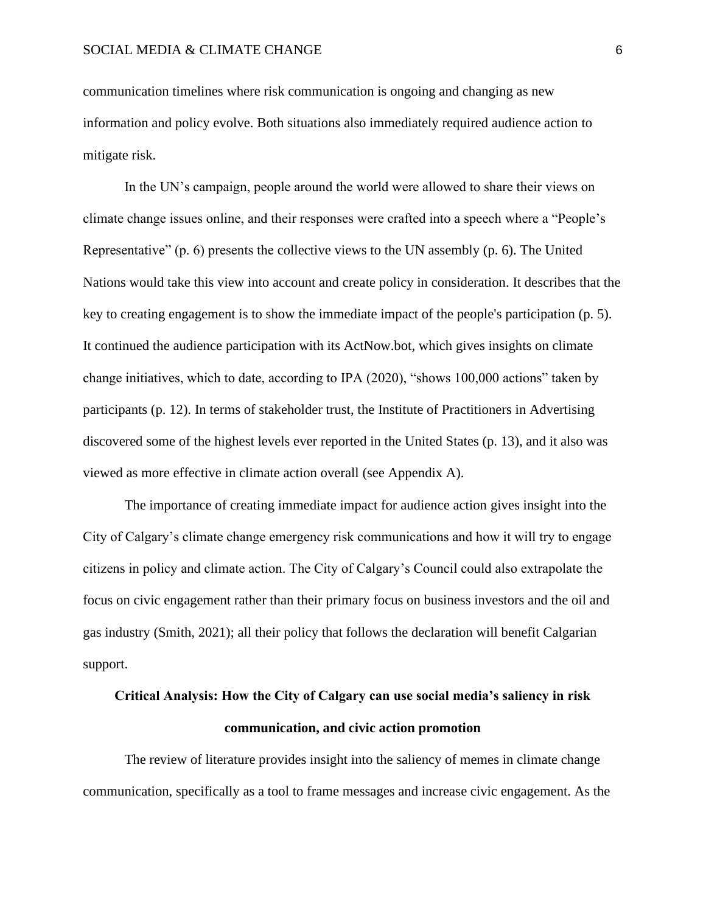communication timelines where risk communication is ongoing and changing as new information and policy evolve. Both situations also immediately required audience action to mitigate risk.

In the UN's campaign, people around the world were allowed to share their views on climate change issues online, and their responses were crafted into a speech where a "People's Representative" (p. 6) presents the collective views to the UN assembly (p. 6). The United Nations would take this view into account and create policy in consideration. It describes that the key to creating engagement is to show the immediate impact of the people's participation (p. 5). It continued the audience participation with its ActNow.bot, which gives insights on climate change initiatives, which to date, according to IPA (2020), "shows 100,000 actions" taken by participants (p. 12). In terms of stakeholder trust, the Institute of Practitioners in Advertising discovered some of the highest levels ever reported in the United States (p. 13), and it also was viewed as more effective in climate action overall (see Appendix A).

The importance of creating immediate impact for audience action gives insight into the City of Calgary's climate change emergency risk communications and how it will try to engage citizens in policy and climate action. The City of Calgary's Council could also extrapolate the focus on civic engagement rather than their primary focus on business investors and the oil and gas industry (Smith, 2021); all their policy that follows the declaration will benefit Calgarian support.

## Critical Analysis: How the City of Calgary can use social media's saliency in risk communication, and civic action promotion

The review of literature provides insight into the saliency of memes in climate change communication, specifically as a tool to frame messages and increase civic engagement. As the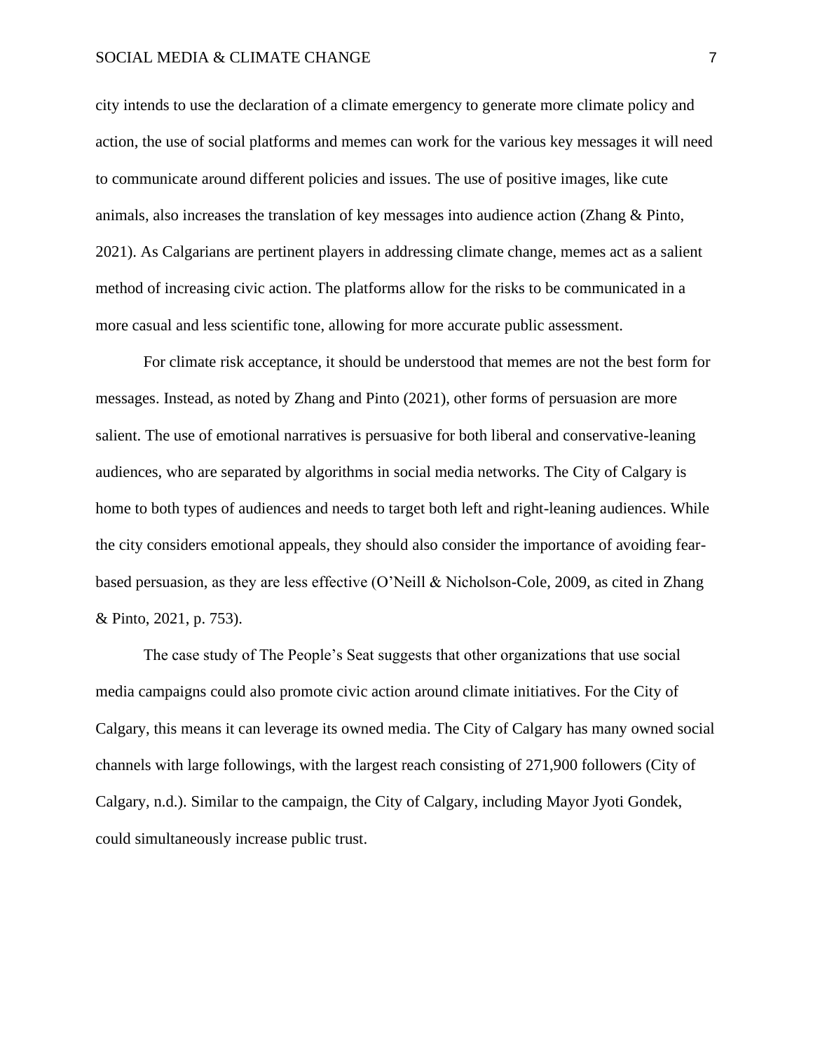city intends to use the declaration of a climate emergency to generate more climate policy and action, the use of social platforms and memes can work for the various key messages it will need to communicate around different policies and issues. The use of positive images, like cute animals, also increases the translation of key messages into audience action (Zhang & Pinto, 2021). As Calgarians are pertinent players in addressing climate change, memes act as a salient method of increasing civic action. The platforms allow for the risks to be communicated in a more casual and less scientific tone, allowing for more accurate public assessment.

For climate risk acceptance, it should be understood that memes are not the best form for messages. Instead, as noted by Zhang and Pinto (2021), other forms of persuasion are more salient. The use of emotional narratives is persuasive for both liberal and conservative-leaning audiences, who are separated by algorithms in social media networks. The City of Calgary is home to both types of audiences and needs to target both left and right-leaning audiences. While the city considers emotional appeals, they should also consider the importance of avoiding fear-based persuasion, as they are less effective (O'Neill & Nicholson-Cole, 2009, as cited in Zhang & Pinto, 2021, p. 753).

The case study of The People's Seat suggests that other organizations that use social media campaigns could also promote civic action around climate initiatives. For the City of Calgary, this means it can leverage its owned media. The City of Calgary has many owned social channels with large followings, with the largest reach consisting of 271,900 followers (City of Calgary, n.d.). Similar to the campaign, the City of Calgary, including Mayor Jyoti Gondek, could simultaneously increase public trust.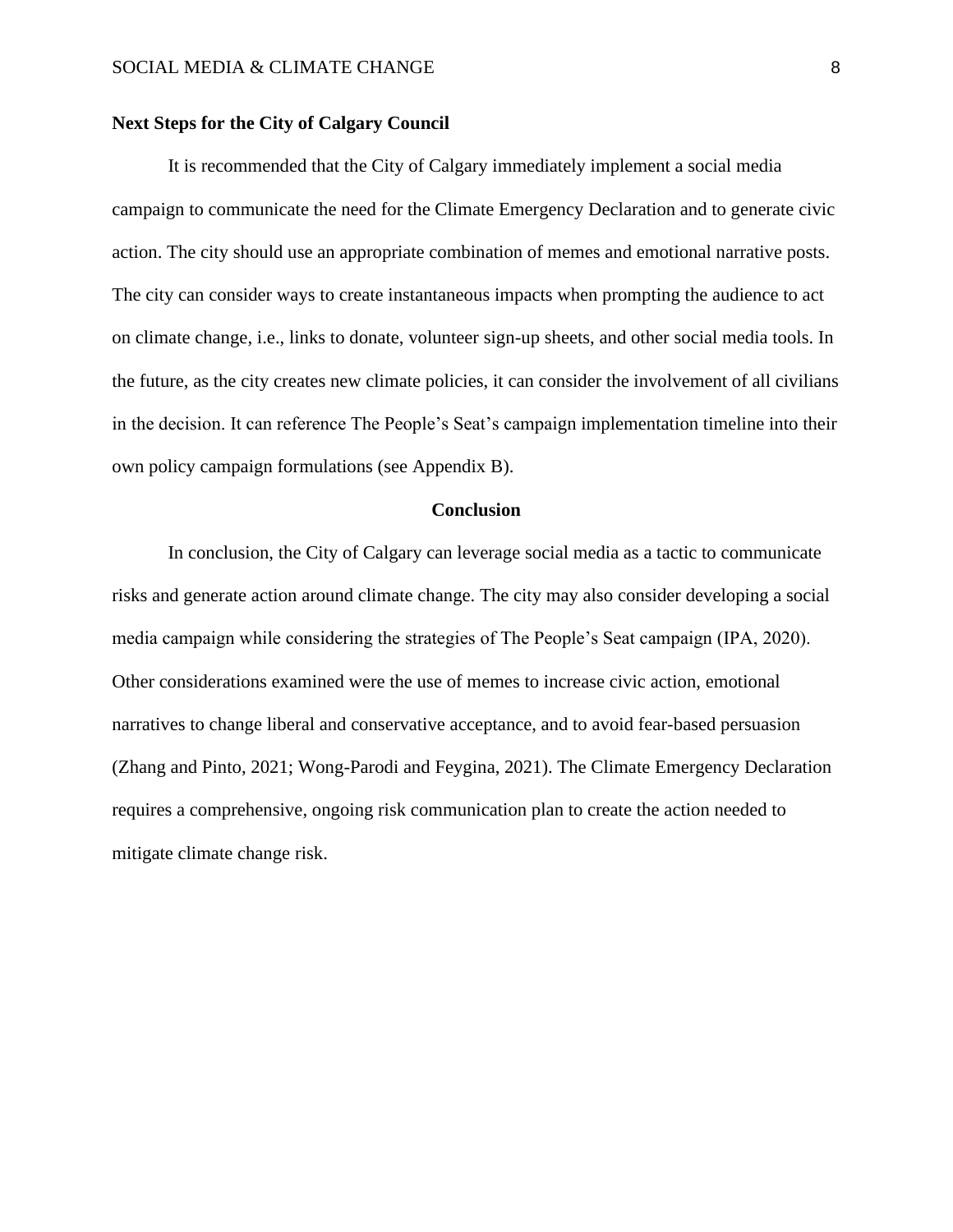**Next Steps for the City of Calgary Council**

It is recommended that the City of Calgary immediately implement a social media campaign to communicate the need for the Climate Emergency Declaration and to generate civic action. The city should use an appropriate combination of memes and emotional narrative posts. The city can consider ways to create instantaneous impacts when prompting the audience to act on climate change, i.e., links to donate, volunteer sign-up sheets, and other social media tools. In the future, as the city creates new climate policies, it can consider the involvement of all civilians in the decision. It can reference The People's Seat's campaign implementation timeline into their own policy campaign formulations (see Appendix B).

## Conclusion

In conclusion, the City of Calgary can leverage social media as a tactic to communicate risks and generate action around climate change. The city may also consider developing a social media campaign while considering the strategies of The People's Seat campaign (IPA, 2020). Other considerations examined were the use of memes to increase civic action, emotional narratives to change liberal and conservative acceptance, and to avoid fear-based persuasion (Zhang and Pinto, 2021; Wong-Parodi and Feygina, 2021). The Climate Emergency Declaration requires a comprehensive, ongoing risk communication plan to create the action needed to mitigate climate change risk.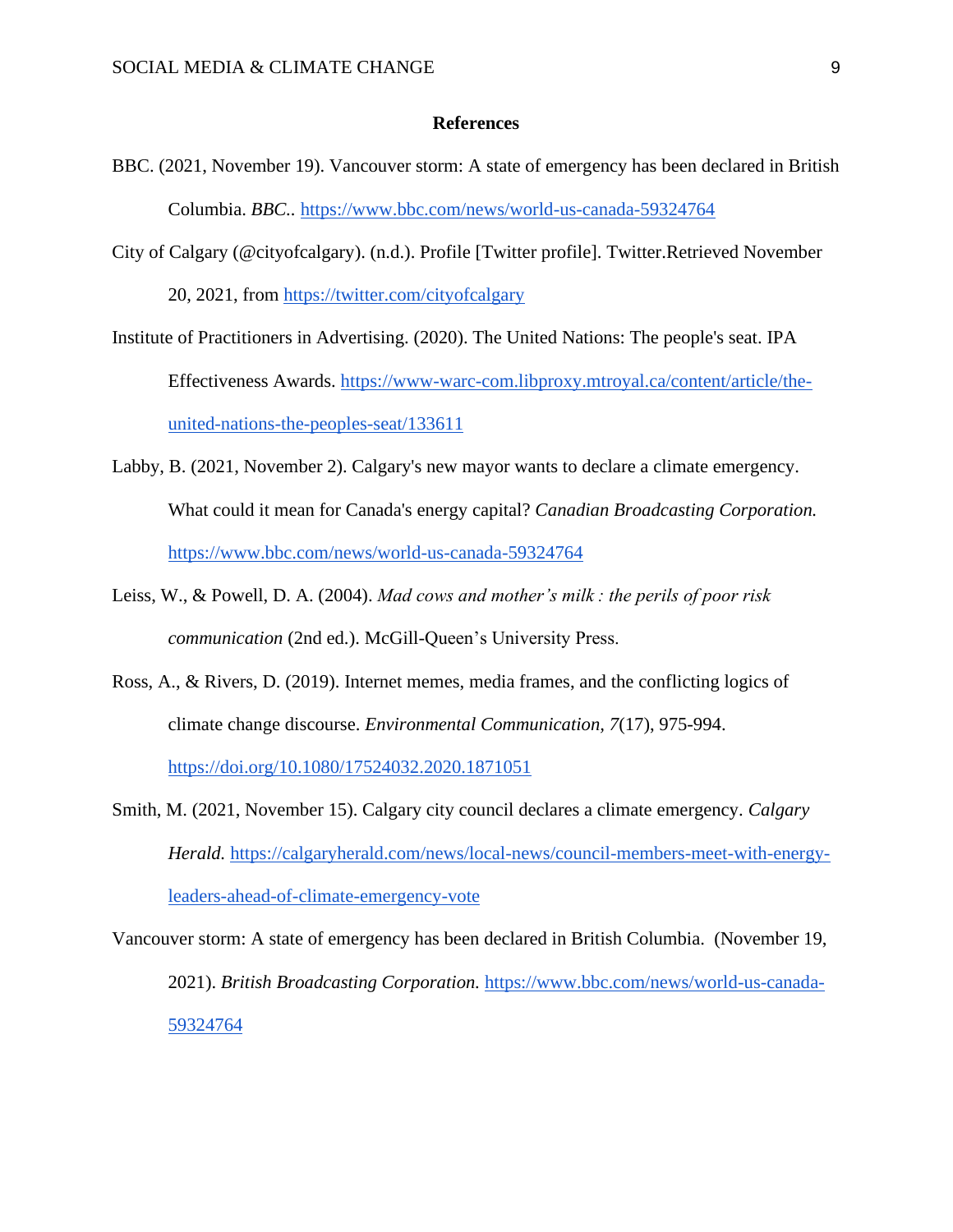**References**

BBC. (2021, November 19). Vancouver storm: A state of emergency has been declared in British Columbia. *BBC.*. https://www.bbc.com/news/world-us-canada-59324764

City of Calgary (@cityofcalgary). (n.d.). Profile [Twitter profile]. Twitter.Retrieved November 20, 2021, from https://twitter.com/cityofcalgary

Institute of Practitioners in Advertising. (2020). The United Nations: The people's seat. IPA Effectiveness Awards. https://www-warc-com.libproxy.mtroyal.ca/content/article/the-united-nations-the-peoples-seat/133611

Labby, B. (2021, November 2). Calgary's new mayor wants to declare a climate emergency. What could it mean for Canada's energy capital? *Canadian Broadcasting Corporation.* https://www.bbc.com/news/world-us-canada-59324764

Leiss, W., & Powell, D. A. (2004). *Mad cows and mother's milk : the perils of poor risk communication* (2nd ed.). McGill-Queen's University Press.

Ross, A., & Rivers, D. (2019). Internet memes, media frames, and the conflicting logics of climate change discourse. *Environmental Communication, 7*(17), 975-994. https://doi.org/10.1080/17524032.2020.1871051

Smith, M. (2021, November 15). Calgary city council declares a climate emergency. *Calgary Herald.* https://calgaryherald.com/news/local-news/council-members-meet-with-energy-leaders-ahead-of-climate-emergency-vote

Vancouver storm: A state of emergency has been declared in British Columbia. (November 19, 2021). *British Broadcasting Corporation.* https://www.bbc.com/news/world-us-canada-59324764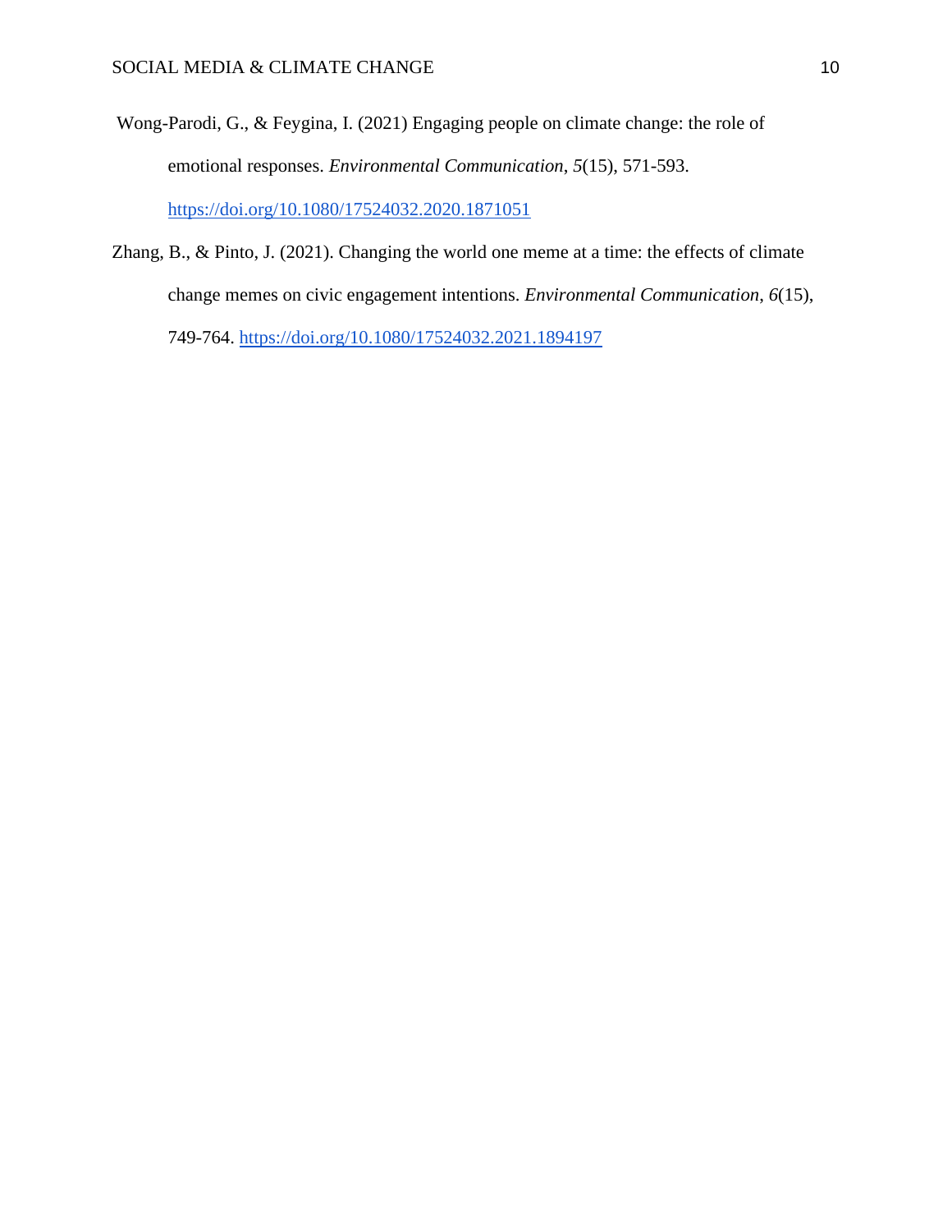Wong-Parodi, G., & Feygina, I. (2021) Engaging people on climate change: the role of emotional responses. *Environmental Communication*, *5*(15), 571-593. https://doi.org/10.1080/17524032.2020.1871051

Zhang, B., & Pinto, J. (2021). Changing the world one meme at a time: the effects of climate change memes on civic engagement intentions. *Environmental Communication*, *6*(15), 749-764. https://doi.org/10.1080/17524032.2021.1894197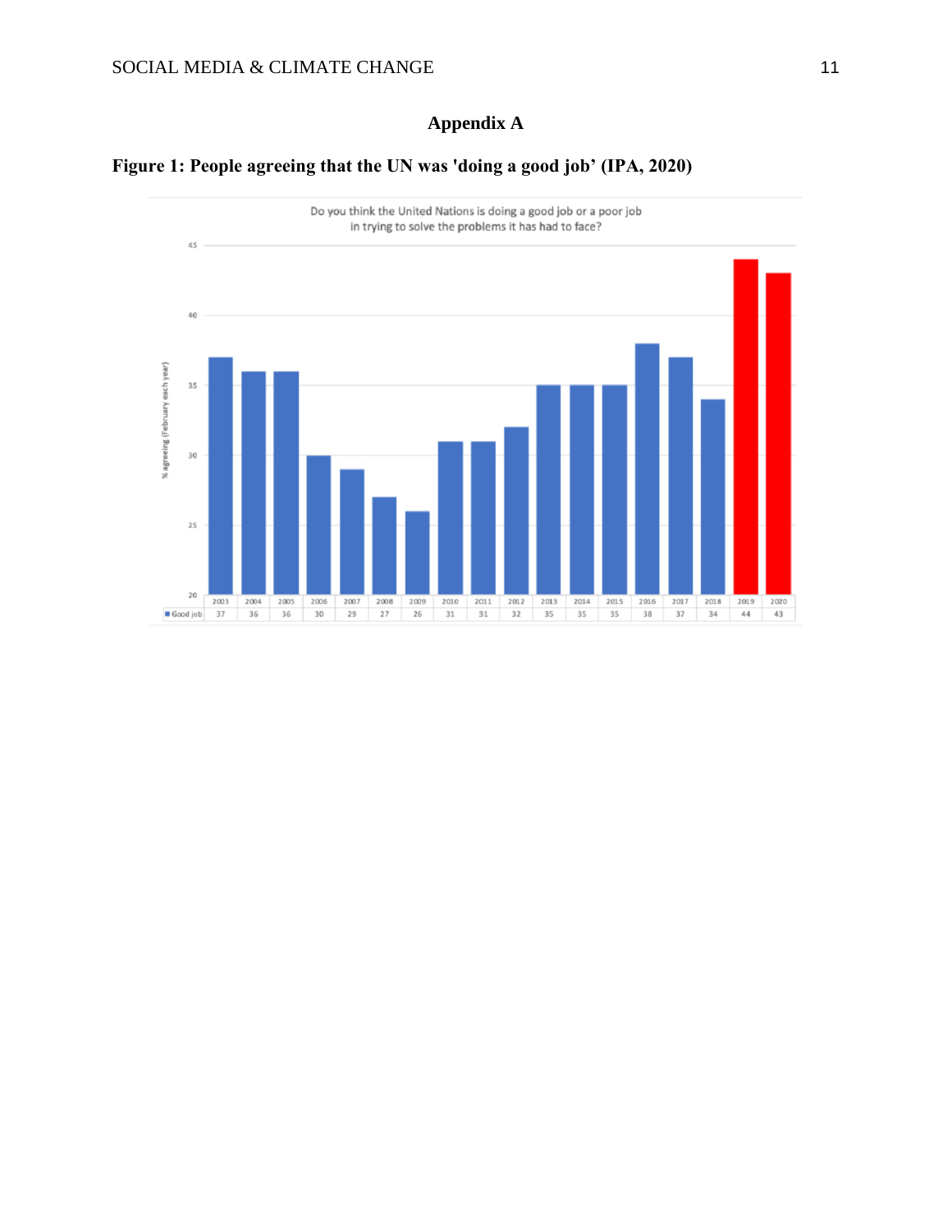# Appendix A

**Figure 1: People agreeing that the UN was 'doing a good job' (IPA, 2020)**

Do you think the United Nations is doing a good job or a poor job in trying to solve the problems it has had to face?

% agreeing (February each year)

| | 2003 | 2004 | 2005 | 2006 | 2007 | 2008 | 2009 | 2010 | 2011 | 2012 | 2013 | 2014 | 2015 | 2016 | 2017 | 2018 | 2019 | 2020 |
|---|---|---|---|---|---|---|---|---|---|---|---|---|---|---|---|---|---|---|
| Good job | 37 | 36 | 36 | 30 | 29 | 27 | 26 | 31 | 31 | 32 | 35 | 35 | 35 | 38 | 37 | 34 | 44 | 43 |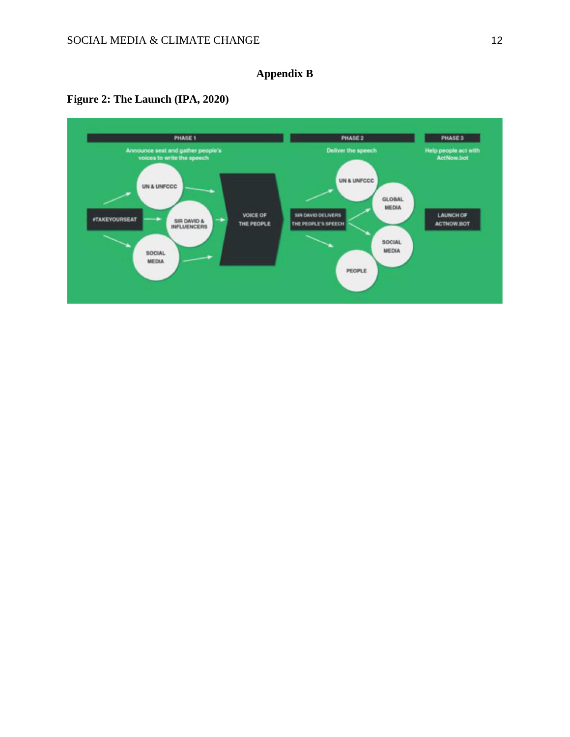**Appendix B**

**Figure 2: The Launch (IPA, 2020)**

PHASE 1

Announce seat and gather people's voices to write the speech

#TAKEYOURSEAT

UN & UNFCCC

SIR DAVID & INFLUENCERS

SOCIAL MEDIA

VOICE OF THE PEOPLE

PHASE 2

Deliver the speech

SIR DAVID DELIVERS THE PEOPLE'S SPEECH

UN & UNFCCC

GLOBAL MEDIA

SOCIAL MEDIA

PEOPLE

PHASE 3

Help people act with ActNow.bot

LAUNCH OF ACTNOW.BOT